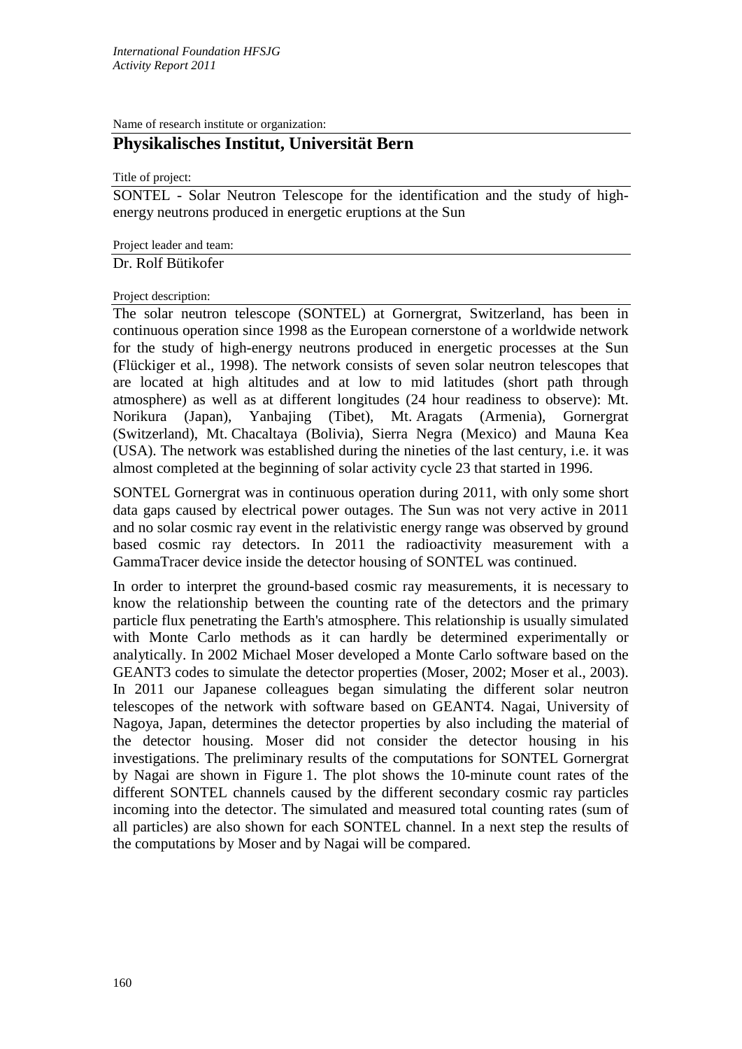*International Foundation HFSJG*
*Activity Report 2011*

Name of research institute or organization:

## Physikalisches Institut, Universität Bern

Title of project:

SONTEL - Solar Neutron Telescope for the identification and the study of high-energy neutrons produced in energetic eruptions at the Sun

Project leader and team:

Dr. Rolf Bütikofer

Project description:

The solar neutron telescope (SONTEL) at Gornergrat, Switzerland, has been in continuous operation since 1998 as the European cornerstone of a worldwide network for the study of high-energy neutrons produced in energetic processes at the Sun (Flückiger et al., 1998). The network consists of seven solar neutron telescopes that are located at high altitudes and at low to mid latitudes (short path through atmosphere) as well as at different longitudes (24 hour readiness to observe): Mt. Norikura (Japan), Yanbajing (Tibet), Mt. Aragats (Armenia), Gornergrat (Switzerland), Mt. Chacaltaya (Bolivia), Sierra Negra (Mexico) and Mauna Kea (USA). The network was established during the nineties of the last century, i.e. it was almost completed at the beginning of solar activity cycle 23 that started in 1996.

SONTEL Gornergrat was in continuous operation during 2011, with only some short data gaps caused by electrical power outages. The Sun was not very active in 2011 and no solar cosmic ray event in the relativistic energy range was observed by ground based cosmic ray detectors. In 2011 the radioactivity measurement with a GammaTracer device inside the detector housing of SONTEL was continued.

In order to interpret the ground-based cosmic ray measurements, it is necessary to know the relationship between the counting rate of the detectors and the primary particle flux penetrating the Earth's atmosphere. This relationship is usually simulated with Monte Carlo methods as it can hardly be determined experimentally or analytically. In 2002 Michael Moser developed a Monte Carlo software based on the GEANT3 codes to simulate the detector properties (Moser, 2002; Moser et al., 2003). In 2011 our Japanese colleagues began simulating the different solar neutron telescopes of the network with software based on GEANT4. Nagai, University of Nagoya, Japan, determines the detector properties by also including the material of the detector housing. Moser did not consider the detector housing in his investigations. The preliminary results of the computations for SONTEL Gornergrat by Nagai are shown in Figure 1. The plot shows the 10-minute count rates of the different SONTEL channels caused by the different secondary cosmic ray particles incoming into the detector. The simulated and measured total counting rates (sum of all particles) are also shown for each SONTEL channel. In a next step the results of the computations by Moser and by Nagai will be compared.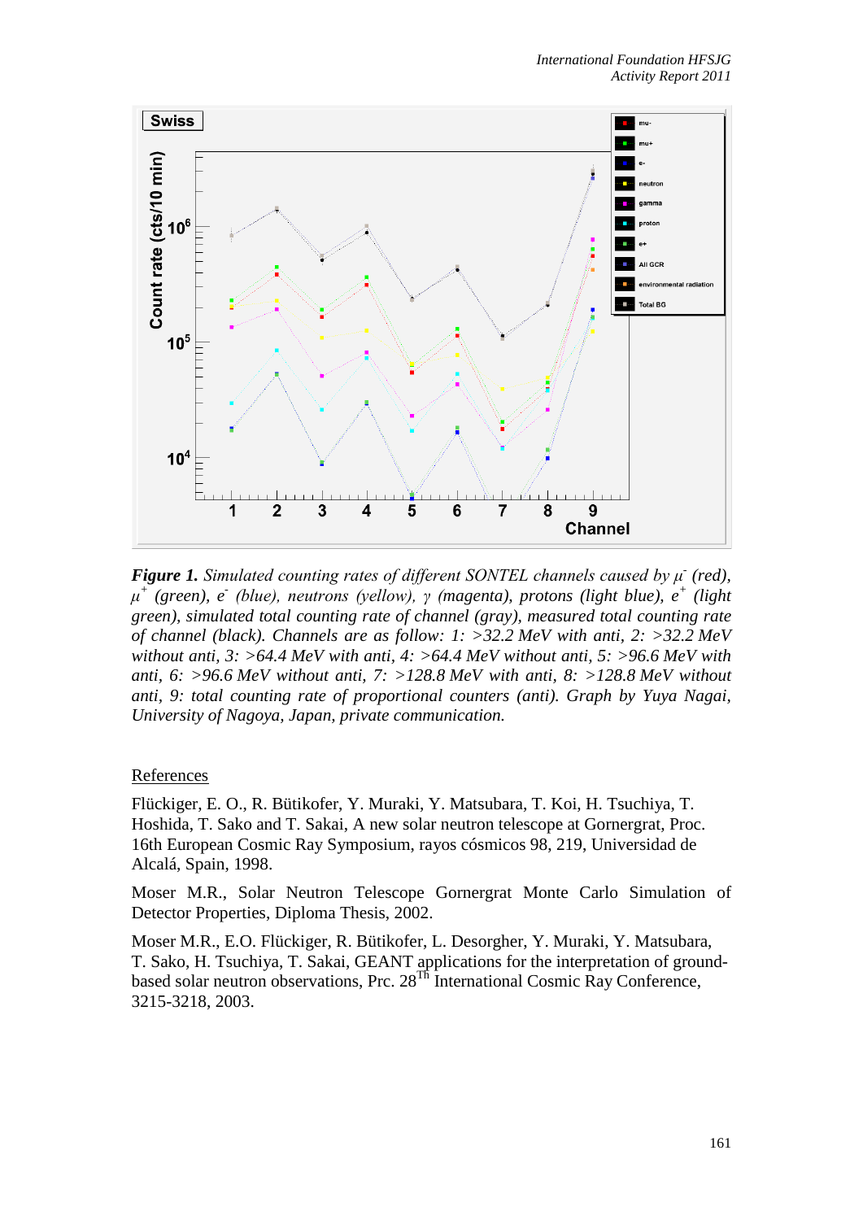***Figure 1.*** *Simulated counting rates of different SONTEL channels caused by* $\mu^-$ *(red),* $\mu^+$ *(green),* $e^-$ *(blue), neutrons (yellow),* $\gamma$ *(magenta), protons (light blue),* $e^+$ *(light green), simulated total counting rate of channel (gray), measured total counting rate of channel (black). Channels are as follow: 1: >32.2 MeV with anti, 2: >32.2 MeV without anti, 3: >64.4 MeV with anti, 4: >64.4 MeV without anti, 5: >96.6 MeV with anti, 6: >96.6 MeV without anti, 7: >128.8 MeV with anti, 8: >128.8 MeV without anti, 9: total counting rate of proportional counters (anti). Graph by Yuya Nagai, University of Nagoya, Japan, private communication.*

## References

Flückiger, E. O., R. Bütikofer, Y. Muraki, Y. Matsubara, T. Koi, H. Tsuchiya, T. Hoshida, T. Sako and T. Sakai, A new solar neutron telescope at Gornergrat, Proc. 16th European Cosmic Ray Symposium, rayos cósmicos 98, 219, Universidad de Alcalá, Spain, 1998.

Moser M.R., Solar Neutron Telescope Gornergrat Monte Carlo Simulation of Detector Properties, Diploma Thesis, 2002.

Moser M.R., E.O. Flückiger, R. Bütikofer, L. Desorgher, Y. Muraki, Y. Matsubara, T. Sako, H. Tsuchiya, T. Sakai, GEANT applications for the interpretation of ground-based solar neutron observations, Prc. 28Th International Cosmic Ray Conference, 3215-3218, 2003.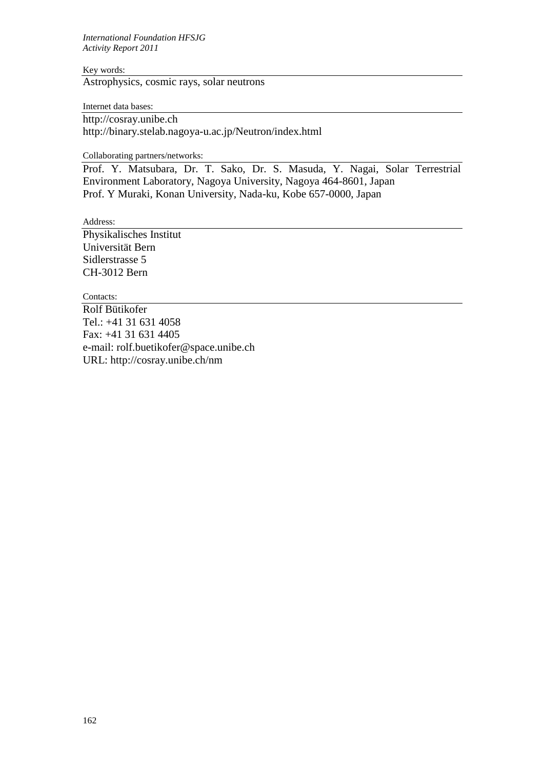Key words:

Astrophysics, cosmic rays, solar neutrons

Internet data bases:

http://cosray.unibe.ch
http://binary.stelab.nagoya-u.ac.jp/Neutron/index.html

Collaborating partners/networks:

Prof. Y. Matsubara, Dr. T. Sako, Dr. S. Masuda, Y. Nagai, Solar Terrestrial Environment Laboratory, Nagoya University, Nagoya 464-8601, Japan
Prof. Y Muraki, Konan University, Nada-ku, Kobe 657-0000, Japan

Address:

Physikalisches Institut
Universität Bern
Sidlerstrasse 5
CH-3012 Bern

Contacts:

Rolf Bütikofer
Tel.: +41 31 631 4058
Fax: +41 31 631 4405
e-mail: rolf.buetikofer@space.unibe.ch
URL: http://cosray.unibe.ch/nm